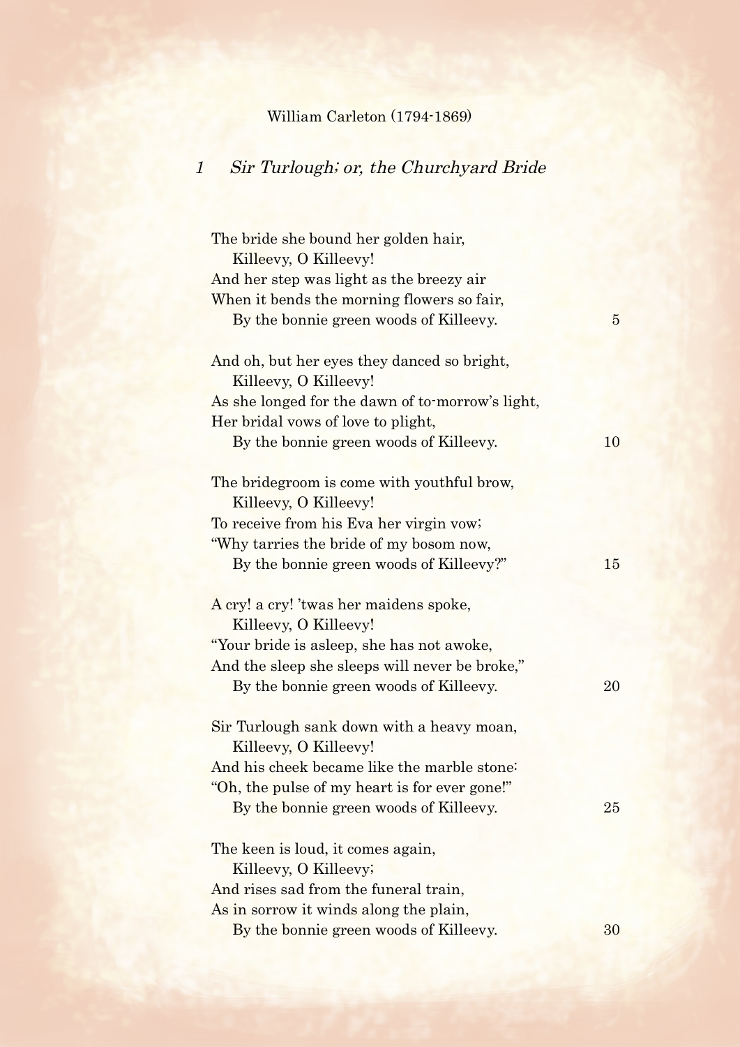William Carleton (1794-1869)

## 1 *Sir Turlough; or, the Churchyard Bride*

The bride she bound her golden hair,  
  Killeevy, O Killeevy!  
And her step was light as the breezy air  
When it bends the morning flowers so fair,  
  By the bonnie green woods of Killeevy. 5

And oh, but her eyes they danced so bright,  
  Killeevy, O Killeevy!  
As she longed for the dawn of to-morrow's light,  
Her bridal vows of love to plight,  
  By the bonnie green woods of Killeevy. 10

The bridegroom is come with youthful brow,  
  Killeevy, O Killeevy!  
To receive from his Eva her virgin vow;  
"Why tarries the bride of my bosom now,  
  By the bonnie green woods of Killeevy?" 15

A cry! a cry! 'twas her maidens spoke,  
  Killeevy, O Killeevy!  
"Your bride is asleep, she has not awoke,  
And the sleep she sleeps will never be broke,"  
  By the bonnie green woods of Killeevy. 20

Sir Turlough sank down with a heavy moan,  
  Killeevy, O Killeevy!  
And his cheek became like the marble stone:  
"Oh, the pulse of my heart is for ever gone!"  
  By the bonnie green woods of Killeevy. 25

The keen is loud, it comes again,  
  Killeevy, O Killeevy;  
And rises sad from the funeral train,  
As in sorrow it winds along the plain,  
  By the bonnie green woods of Killeevy. 30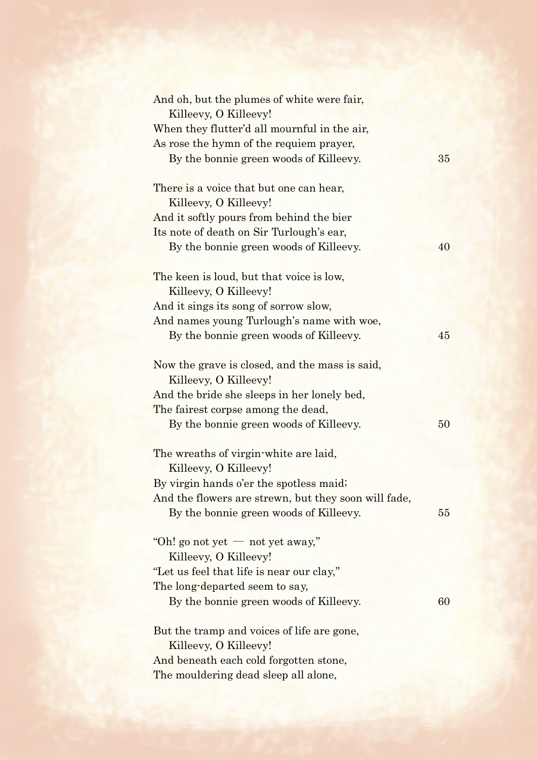And oh, but the plumes of white were fair,
   Killeevy, O Killeevy!
When they flutter'd all mournful in the air,
As rose the hymn of the requiem prayer,
   By the bonnie green woods of Killeevy.

There is a voice that but one can hear,
   Killeevy, O Killeevy!
And it softly pours from behind the bier
Its note of death on Sir Turlough's ear,
   By the bonnie green woods of Killeevy.

The keen is loud, but that voice is low,
   Killeevy, O Killeevy!
And it sings its song of sorrow slow,
And names young Turlough's name with woe,
   By the bonnie green woods of Killeevy.

Now the grave is closed, and the mass is said,
   Killeevy, O Killeevy!
And the bride she sleeps in her lonely bed,
The fairest corpse among the dead,
   By the bonnie green woods of Killeevy.

The wreaths of virgin-white are laid,
   Killeevy, O Killeevy!
By virgin hands o'er the spotless maid;
And the flowers are strewn, but they soon will fade,
   By the bonnie green woods of Killeevy.

"Oh! go not yet — not yet away,"
   Killeevy, O Killeevy!
"Let us feel that life is near our clay,"
The long-departed seem to say,
   By the bonnie green woods of Killeevy.

But the tramp and voices of life are gone,
   Killeevy, O Killeevy!
And beneath each cold forgotten stone,
The mouldering dead sleep all alone,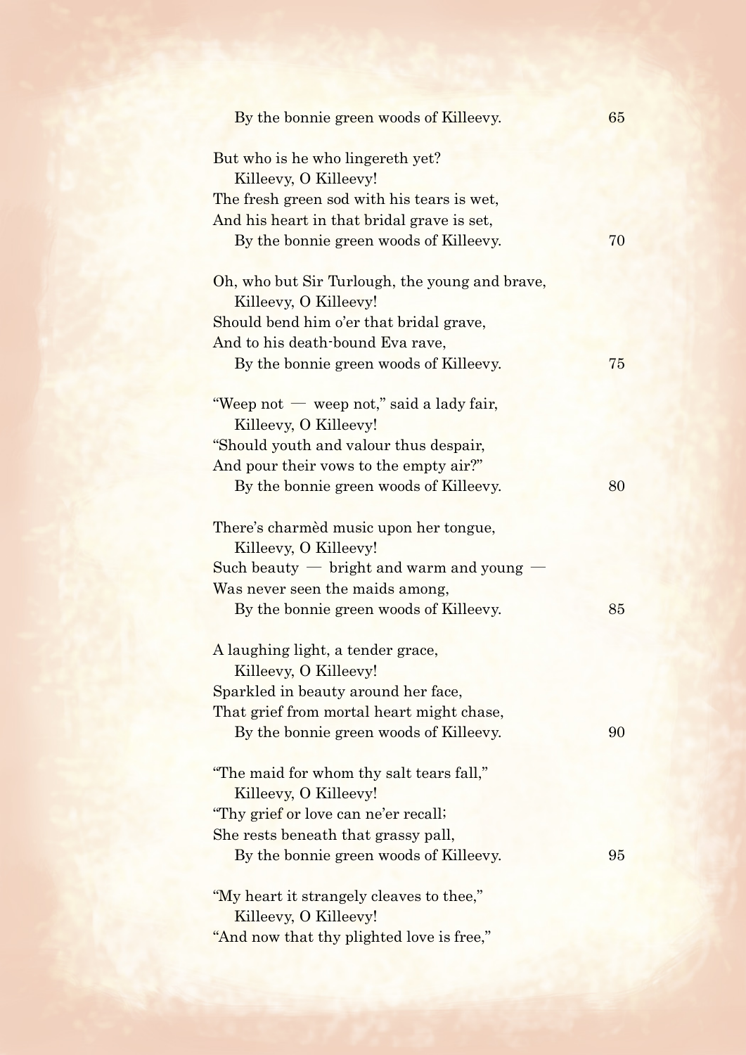By the bonnie green woods of Killeevy. 65

But who is he who lingereth yet?
Killeevy, O Killeevy!
The fresh green sod with his tears is wet,
And his heart in that bridal grave is set,
By the bonnie green woods of Killeevy. 70

Oh, who but Sir Turlough, the young and brave,
Killeevy, O Killeevy!
Should bend him o'er that bridal grave,
And to his death-bound Eva rave,
By the bonnie green woods of Killeevy. 75

"Weep not — weep not," said a lady fair,
Killeevy, O Killeevy!
"Should youth and valour thus despair,
And pour their vows to the empty air?"
By the bonnie green woods of Killeevy. 80

There's charmèd music upon her tongue,
Killeevy, O Killeevy!
Such beauty — bright and warm and young —
Was never seen the maids among,
By the bonnie green woods of Killeevy. 85

A laughing light, a tender grace,
Killeevy, O Killeevy!
Sparkled in beauty around her face,
That grief from mortal heart might chase,
By the bonnie green woods of Killeevy. 90

"The maid for whom thy salt tears fall,"
Killeevy, O Killeevy!
"Thy grief or love can ne'er recall;
She rests beneath that grassy pall,
By the bonnie green woods of Killeevy. 95

"My heart it strangely cleaves to thee,"
Killeevy, O Killeevy!
"And now that thy plighted love is free,"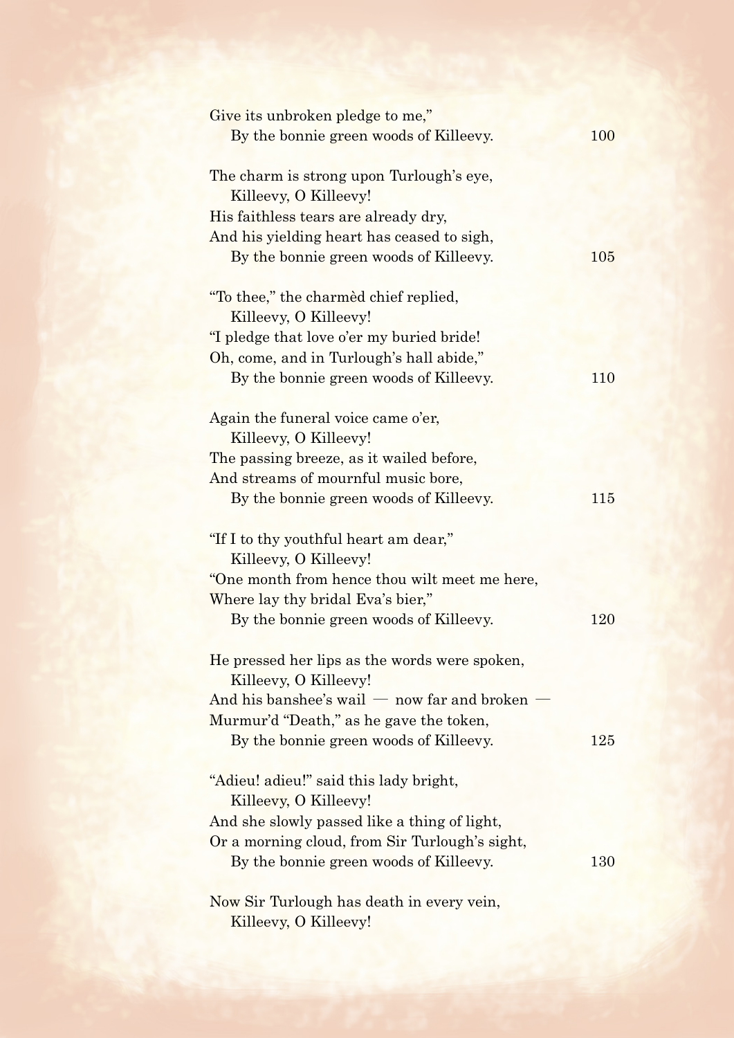Give its unbroken pledge to me,"  
    By the bonnie green woods of Killeevy. 100

The charm is strong upon Turlough's eye,  
    Killeevy, O Killeevy!  
His faithless tears are already dry,  
And his yielding heart has ceased to sigh,  
    By the bonnie green woods of Killeevy. 105

"To thee," the charmèd chief replied,  
    Killeevy, O Killeevy!  
"I pledge that love o'er my buried bride!  
Oh, come, and in Turlough's hall abide,"  
    By the bonnie green woods of Killeevy. 110

Again the funeral voice came o'er,  
    Killeevy, O Killeevy!  
The passing breeze, as it wailed before,  
And streams of mournful music bore,  
    By the bonnie green woods of Killeevy. 115

"If I to thy youthful heart am dear,"  
    Killeevy, O Killeevy!  
"One month from hence thou wilt meet me here,  
Where lay thy bridal Eva's bier,"  
    By the bonnie green woods of Killeevy. 120

He pressed her lips as the words were spoken,  
    Killeevy, O Killeevy!  
And his banshee's wail — now far and broken —  
Murmur'd "Death," as he gave the token,  
    By the bonnie green woods of Killeevy. 125

"Adieu! adieu!" said this lady bright,  
    Killeevy, O Killeevy!  
And she slowly passed like a thing of light,  
Or a morning cloud, from Sir Turlough's sight,  
    By the bonnie green woods of Killeevy. 130

Now Sir Turlough has death in every vein,  
    Killeevy, O Killeevy!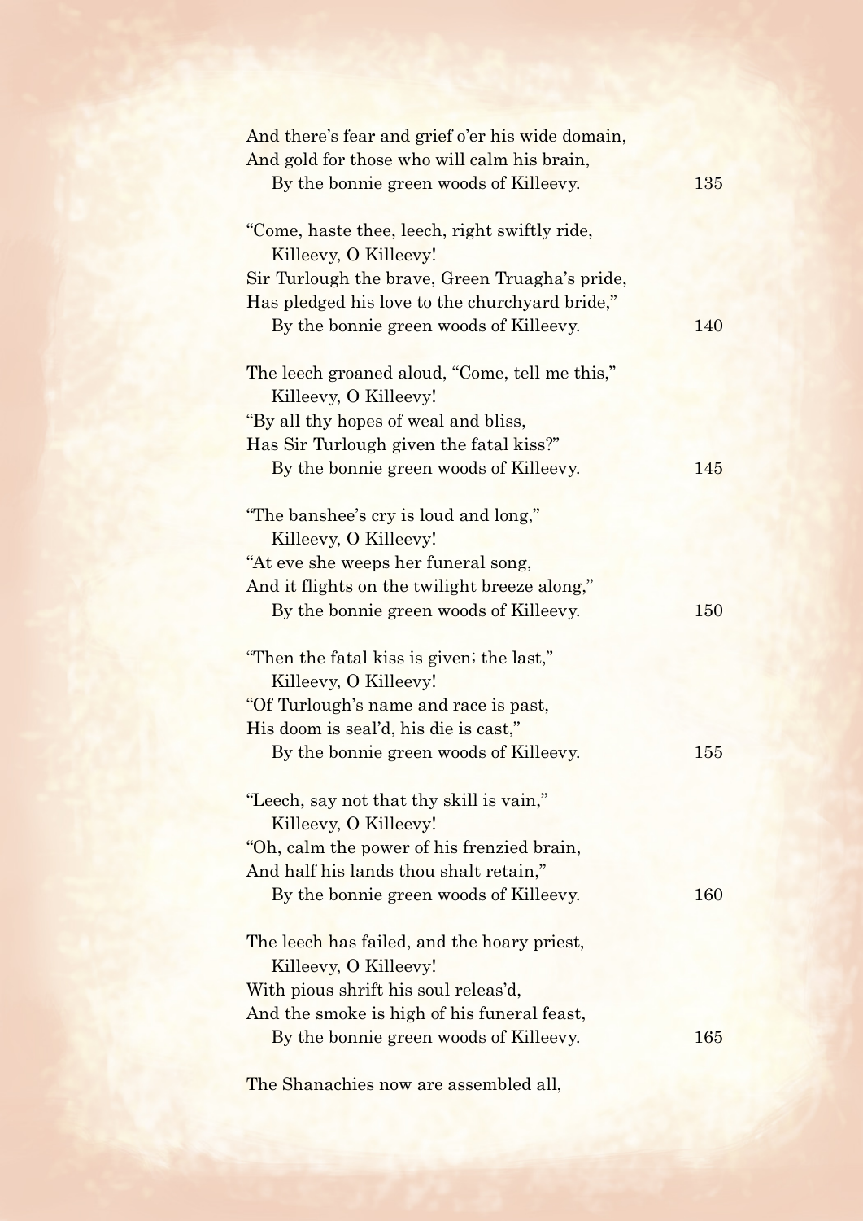And there's fear and grief o'er his wide domain,  
And gold for those who will calm his brain,  
  By the bonnie green woods of Killeevy. 135

"Come, haste thee, leech, right swiftly ride,  
  Killeevy, O Killeevy!  
Sir Turlough the brave, Green Truagha's pride,  
Has pledged his love to the churchyard bride,"  
  By the bonnie green woods of Killeevy. 140

The leech groaned aloud, "Come, tell me this,"  
  Killeevy, O Killeevy!  
"By all thy hopes of weal and bliss,  
Has Sir Turlough given the fatal kiss?"  
  By the bonnie green woods of Killeevy. 145

"The banshee's cry is loud and long,"  
  Killeevy, O Killeevy!  
"At eve she weeps her funeral song,  
And it flights on the twilight breeze along,"  
  By the bonnie green woods of Killeevy. 150

"Then the fatal kiss is given; the last,"  
  Killeevy, O Killeevy!  
"Of Turlough's name and race is past,  
His doom is seal'd, his die is cast,"  
  By the bonnie green woods of Killeevy. 155

"Leech, say not that thy skill is vain,"  
  Killeevy, O Killeevy!  
"Oh, calm the power of his frenzied brain,  
And half his lands thou shalt retain,"  
  By the bonnie green woods of Killeevy. 160

The leech has failed, and the hoary priest,  
  Killeevy, O Killeevy!  
With pious shrift his soul releas'd,  
And the smoke is high of his funeral feast,  
  By the bonnie green woods of Killeevy. 165

The Shanachies now are assembled all,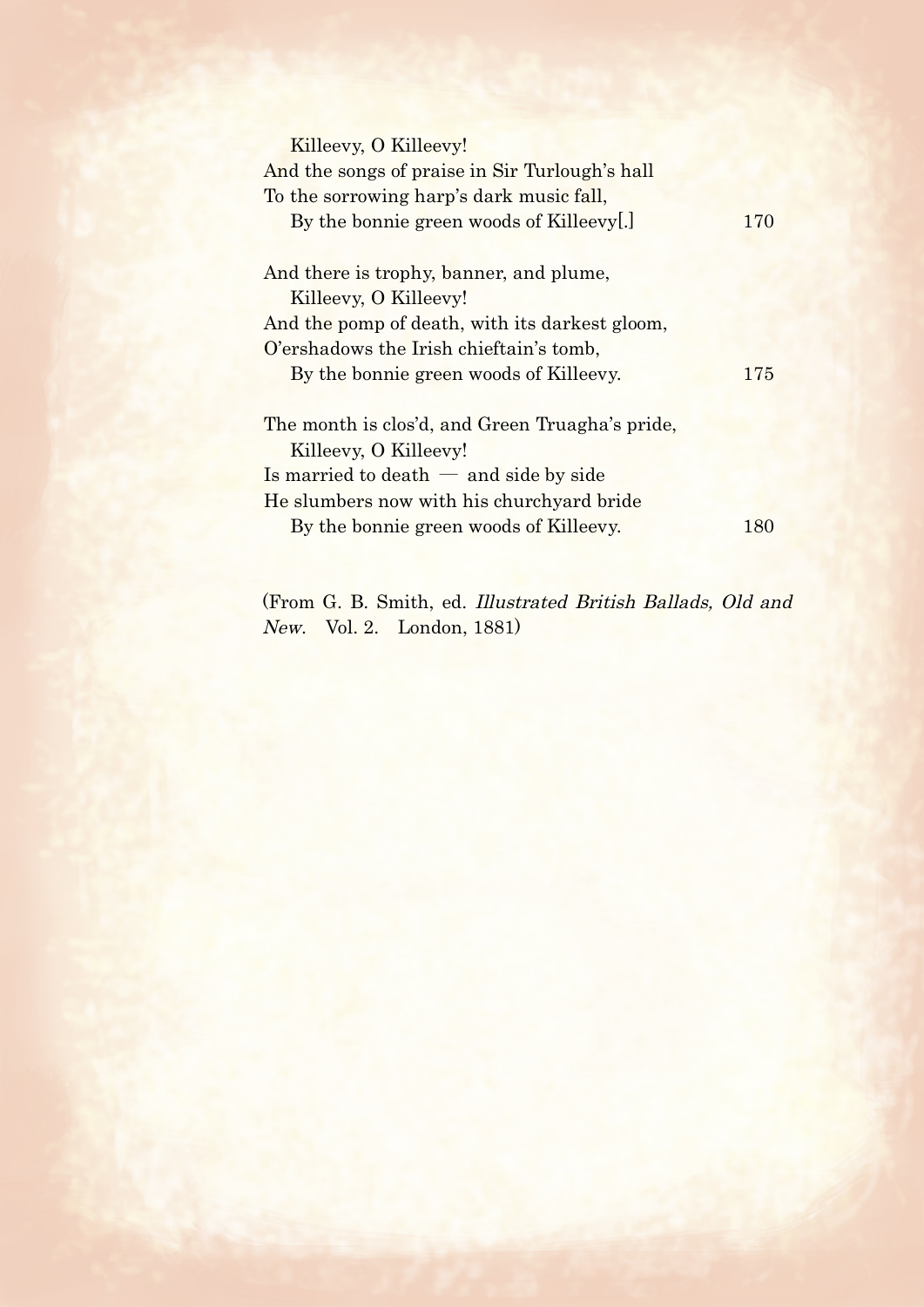Killeevy, O Killeevy!  
And the songs of praise in Sir Turlough's hall  
To the sorrowing harp's dark music fall,  
By the bonnie green woods of Killeevy[.] 170

And there is trophy, banner, and plume,  
Killeevy, O Killeevy!  
And the pomp of death, with its darkest gloom,  
O'ershadows the Irish chieftain's tomb,  
By the bonnie green woods of Killeevy. 175

The month is clos'd, and Green Truagha's pride,  
Killeevy, O Killeevy!  
Is married to death — and side by side  
He slumbers now with his churchyard bride  
By the bonnie green woods of Killeevy. 180

(From G. B. Smith, ed. *Illustrated British Ballads, Old and New*. Vol. 2. London, 1881)